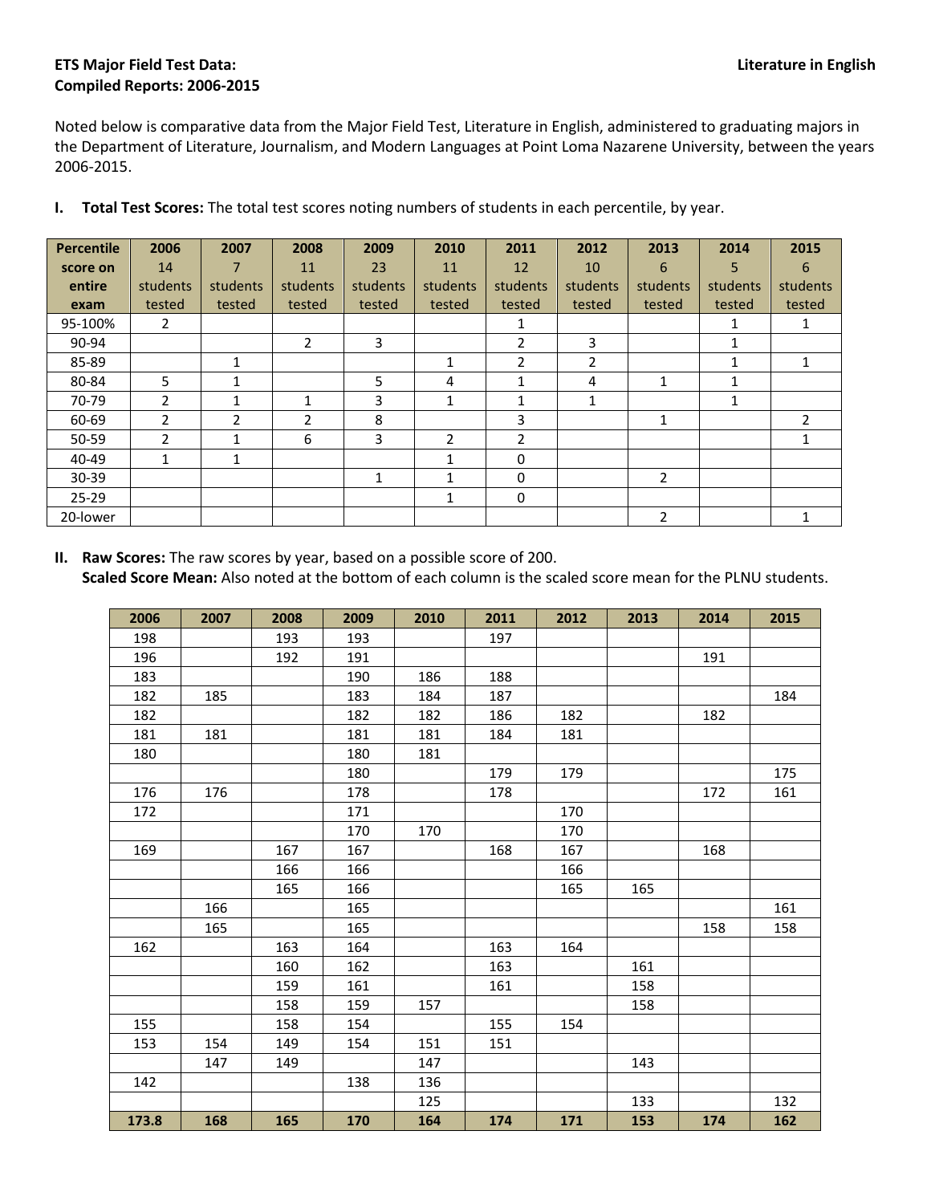**ETS Major Field Test Data:** **Literature in English**

**Compiled Reports: 2006-2015**

Noted below is comparative data from the Major Field Test, Literature in English, administered to graduating majors in the Department of Literature, Journalism, and Modern Languages at Point Loma Nazarene University, between the years 2006-2015.

**I. Total Test Scores:** The total test scores noting numbers of students in each percentile, by year.

| Percentile score on entire exam | 2006 14 students tested | 2007 7 students tested | 2008 11 students tested | 2009 23 students tested | 2010 11 students tested | 2011 12 students tested | 2012 10 students tested | 2013 6 students tested | 2014 5 students tested | 2015 6 students tested |
|---|---|---|---|---|---|---|---|---|---|---|
| 95-100% | 2 | | | | | 1 | | | 1 | 1 |
| 90-94 | | | 2 | 3 | | 2 | 3 | | 1 | |
| 85-89 | | 1 | | | 1 | 2 | 2 | | 1 | 1 |
| 80-84 | 5 | 1 | | 5 | 4 | 1 | 4 | 1 | 1 | |
| 70-79 | 2 | 1 | 1 | 3 | 1 | 1 | 1 | | 1 | |
| 60-69 | 2 | 2 | 2 | 8 | | 3 | | 1 | | 2 |
| 50-59 | 2 | 1 | 6 | 3 | 2 | 2 | | | | 1 |
| 40-49 | 1 | 1 | | | 1 | 0 | | | | |
| 30-39 | | | | 1 | 1 | 0 | | 2 | | |
| 25-29 | | | | | 1 | 0 | | | | |
| 20-lower | | | | | | | | 2 | | 1 |

**II. Raw Scores:** The raw scores by year, based on a possible score of 200.
**Scaled Score Mean:** Also noted at the bottom of each column is the scaled score mean for the PLNU students.

| 2006 | 2007 | 2008 | 2009 | 2010 | 2011 | 2012 | 2013 | 2014 | 2015 |
|---|---|---|---|---|---|---|---|---|---|
| 198 | | 193 | 193 | | 197 | | | | |
| 196 | | 192 | 191 | | | | | 191 | |
| 183 | | | 190 | 186 | 188 | | | | |
| 182 | 185 | | 183 | 184 | 187 | | | | 184 |
| 182 | | | 182 | 182 | 186 | 182 | | 182 | |
| 181 | 181 | | 181 | 181 | 184 | 181 | | | |
| 180 | | | 180 | 181 | | | | | |
| | | | 180 | | 179 | 179 | | | 175 |
| 176 | 176 | | 178 | | 178 | | | 172 | 161 |
| 172 | | | 171 | | | 170 | | | |
| | | | 170 | 170 | | 170 | | | |
| 169 | | 167 | 167 | | 168 | 167 | | 168 | |
| | | 166 | 166 | | | 166 | | | |
| | | 165 | 166 | | | 165 | 165 | | |
| | 166 | | 165 | | | | | | 161 |
| | 165 | | 165 | | | | | 158 | 158 |
| 162 | | 163 | 164 | | 163 | 164 | | | |
| | | 160 | 162 | | 163 | | 161 | | |
| | | 159 | 161 | | 161 | | 158 | | |
| | | 158 | 159 | 157 | | | 158 | | |
| 155 | | 158 | 154 | | 155 | 154 | | | |
| 153 | 154 | 149 | 154 | 151 | 151 | | | | |
| | 147 | 149 | | 147 | | | 143 | | |
| 142 | | | 138 | 136 | | | | | |
| | | | | 125 | | | 133 | | 132 |
| **173.8** | **168** | **165** | **170** | **164** | **174** | **171** | **153** | **174** | **162** |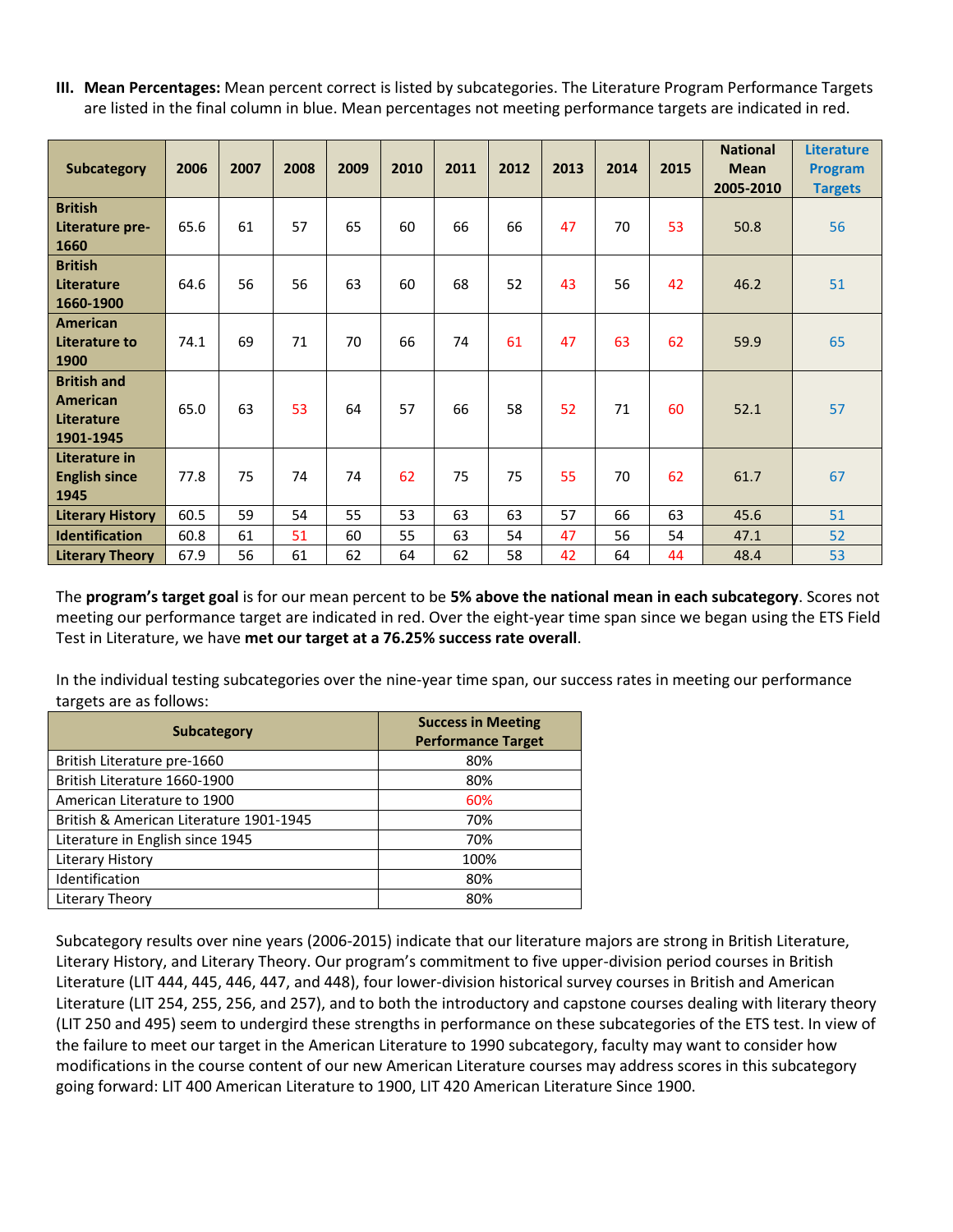**III. Mean Percentages:** Mean percent correct is listed by subcategories. The Literature Program Performance Targets are listed in the final column in blue. Mean percentages not meeting performance targets are indicated in red.

| Subcategory | 2006 | 2007 | 2008 | 2009 | 2010 | 2011 | 2012 | 2013 | 2014 | 2015 | National Mean 2005-2010 | Literature Program Targets |
|---|---|---|---|---|---|---|---|---|---|---|---|---|
| **British Literature pre-1660** | 65.6 | 61 | 57 | 65 | 60 | 66 | 66 | 47 | 70 | 53 | 50.8 | 56 |
| **British Literature 1660-1900** | 64.6 | 56 | 56 | 63 | 60 | 68 | 52 | 43 | 56 | 42 | 46.2 | 51 |
| **American Literature to 1900** | 74.1 | 69 | 71 | 70 | 66 | 74 | 61 | 47 | 63 | 62 | 59.9 | 65 |
| **British and American Literature 1901-1945** | 65.0 | 63 | 53 | 64 | 57 | 66 | 58 | 52 | 71 | 60 | 52.1 | 57 |
| **Literature in English since 1945** | 77.8 | 75 | 74 | 74 | 62 | 75 | 75 | 55 | 70 | 62 | 61.7 | 67 |
| **Literary History** | 60.5 | 59 | 54 | 55 | 53 | 63 | 63 | 57 | 66 | 63 | 45.6 | 51 |
| **Identification** | 60.8 | 61 | 51 | 60 | 55 | 63 | 54 | 47 | 56 | 54 | 47.1 | 52 |
| **Literary Theory** | 67.9 | 56 | 61 | 62 | 64 | 62 | 58 | 42 | 64 | 44 | 48.4 | 53 |

The **program's target goal** is for our mean percent to be **5% above the national mean in each subcategory**. Scores not meeting our performance target are indicated in red. Over the eight-year time span since we began using the ETS Field Test in Literature, we have **met our target at a 76.25% success rate overall**.

In the individual testing subcategories over the nine-year time span, our success rates in meeting our performance targets are as follows:

| Subcategory | Success in Meeting Performance Target |
|---|---|
| British Literature pre-1660 | 80% |
| British Literature 1660-1900 | 80% |
| American Literature to 1900 | 60% |
| British & American Literature 1901-1945 | 70% |
| Literature in English since 1945 | 70% |
| Literary History | 100% |
| Identification | 80% |
| Literary Theory | 80% |

Subcategory results over nine years (2006-2015) indicate that our literature majors are strong in British Literature, Literary History, and Literary Theory. Our program's commitment to five upper-division period courses in British Literature (LIT 444, 445, 446, 447, and 448), four lower-division historical survey courses in British and American Literature (LIT 254, 255, 256, and 257), and to both the introductory and capstone courses dealing with literary theory (LIT 250 and 495) seem to undergird these strengths in performance on these subcategories of the ETS test. In view of the failure to meet our target in the American Literature to 1990 subcategory, faculty may want to consider how modifications in the course content of our new American Literature courses may address scores in this subcategory going forward: LIT 400 American Literature to 1900, LIT 420 American Literature Since 1900.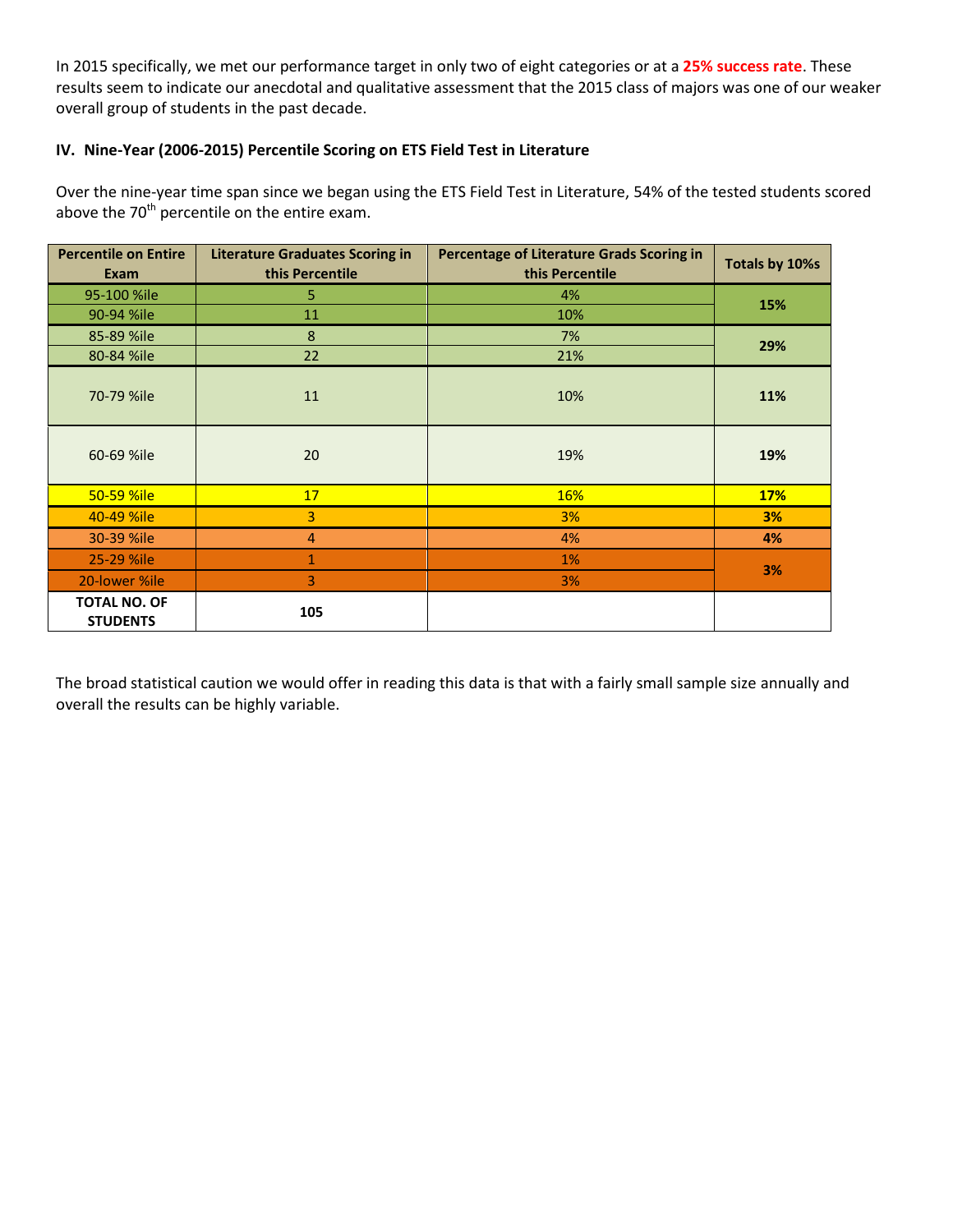In 2015 specifically, we met our performance target in only two of eight categories or at a **25% success rate**. These results seem to indicate our anecdotal and qualitative assessment that the 2015 class of majors was one of our weaker overall group of students in the past decade.

### IV. Nine-Year (2006-2015) Percentile Scoring on ETS Field Test in Literature

Over the nine-year time span since we began using the ETS Field Test in Literature, 54% of the tested students scored above the 70th percentile on the entire exam.

| Percentile on Entire Exam | Literature Graduates Scoring in this Percentile | Percentage of Literature Grads Scoring in this Percentile | Totals by 10%s |
|---|---|---|---|
| 95-100 %ile | 5 | 4% | **15%** |
| 90-94 %ile | 11 | 10% | |
| 85-89 %ile | 8 | 7% | **29%** |
| 80-84 %ile | 22 | 21% | |
| 70-79 %ile | 11 | 10% | **11%** |
| 60-69 %ile | 20 | 19% | **19%** |
| 50-59 %ile | 17 | 16% | **17%** |
| 40-49 %ile | 3 | 3% | **3%** |
| 30-39 %ile | 4 | 4% | **4%** |
| 25-29 %ile | 1 | 1% | **3%** |
| 20-lower %ile | 3 | 3% | |
| **TOTAL NO. OF STUDENTS** | **105** | | |

The broad statistical caution we would offer in reading this data is that with a fairly small sample size annually and overall the results can be highly variable.